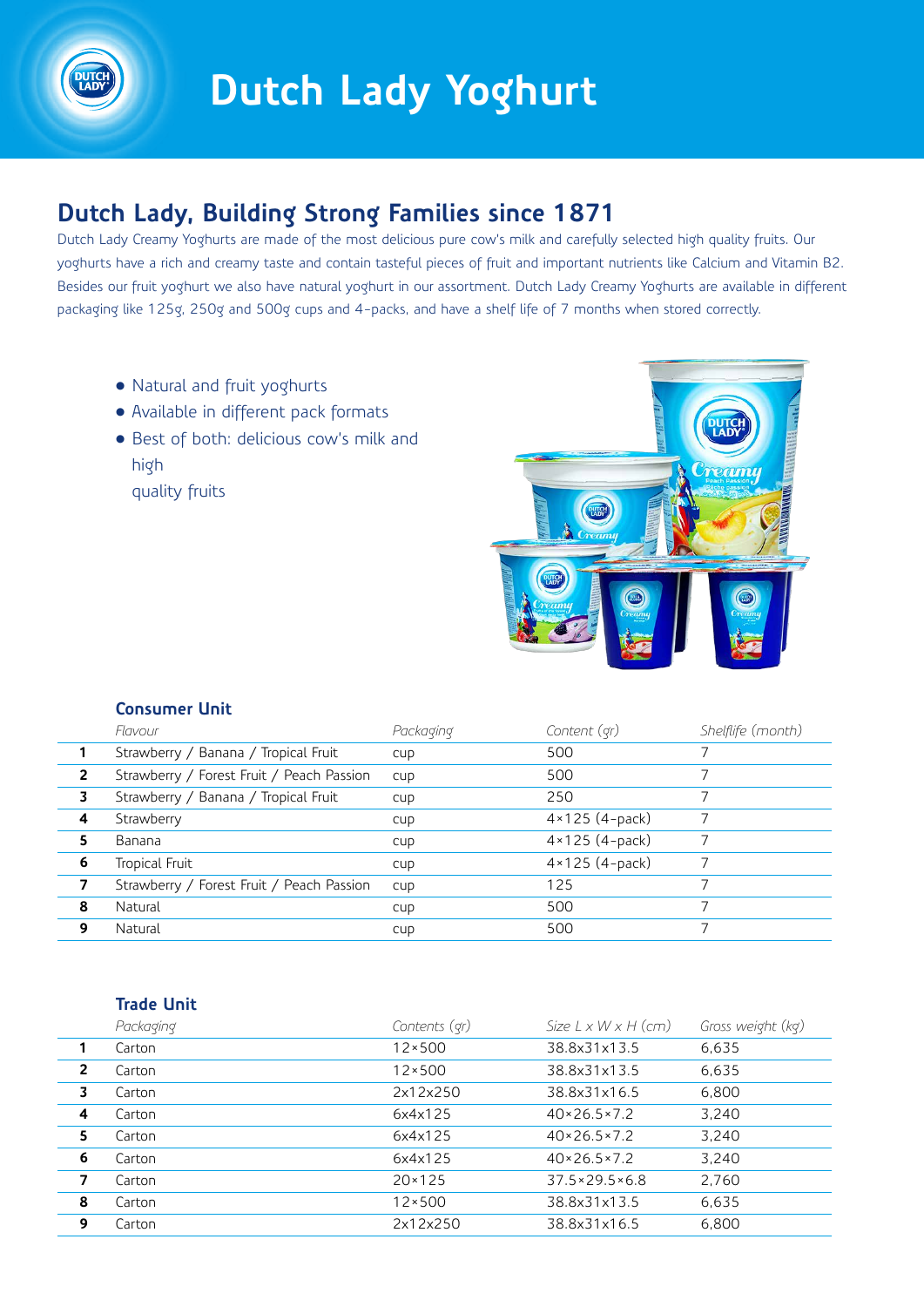# Dutch Lady Yoghurt

## Dutch Lady, Building Strong Families since 1871

Dutch Lady Creamy Yoghurts are made of the most delicious pure cow's milk and carefully selected high quality fruits. Our yoghurts have a rich and creamy taste and contain tasteful pieces of fruit and important nutrients like Calcium and Vitamin B2. Besides our fruit yoghurt we also have natural yoghurt in our assortment. Dutch Lady Creamy Yoghurts are available in different packaging like 125g, 250g and 500g cups and 4-packs, and have a shelf life of 7 months when stored correctly.

- Natural and fruit yoghurts
- Available in different pack formats
- Best of both: delicious cow's milk and high quality fruits

### Consumer Unit

| | *Flavour* | *Packaging* | *Content (gr)* | *Shelflife (month)* |
|---|---|---|---|---|
| **1** | Strawberry / Banana / Tropical Fruit | cup | 500 | 7 |
| **2** | Strawberry / Forest Fruit / Peach Passion | cup | 500 | 7 |
| **3** | Strawberry / Banana / Tropical Fruit | cup | 250 | 7 |
| **4** | Strawberry | cup | 4×125 (4-pack) | 7 |
| **5** | Banana | cup | 4×125 (4-pack) | 7 |
| **6** | Tropical Fruit | cup | 4×125 (4-pack) | 7 |
| **7** | Strawberry / Forest Fruit / Peach Passion | cup | 125 | 7 |
| **8** | Natural | cup | 500 | 7 |
| **9** | Natural | cup | 500 | 7 |

### Trade Unit

| | *Packaging* | *Contents (gr)* | *Size L x W x H (cm)* | *Gross weight (kg)* |
|---|---|---|---|---|
| **1** | Carton | 12×500 | 38.8x31x13.5 | 6,635 |
| **2** | Carton | 12×500 | 38.8x31x13.5 | 6,635 |
| **3** | Carton | 2x12x250 | 38.8x31x16.5 | 6,800 |
| **4** | Carton | 6x4x125 | 40×26.5×7.2 | 3,240 |
| **5** | Carton | 6x4x125 | 40×26.5×7.2 | 3,240 |
| **6** | Carton | 6x4x125 | 40×26.5×7.2 | 3,240 |
| **7** | Carton | 20×125 | 37.5×29.5×6.8 | 2,760 |
| **8** | Carton | 12×500 | 38.8x31x13.5 | 6,635 |
| **9** | Carton | 2x12x250 | 38.8x31x16.5 | 6,800 |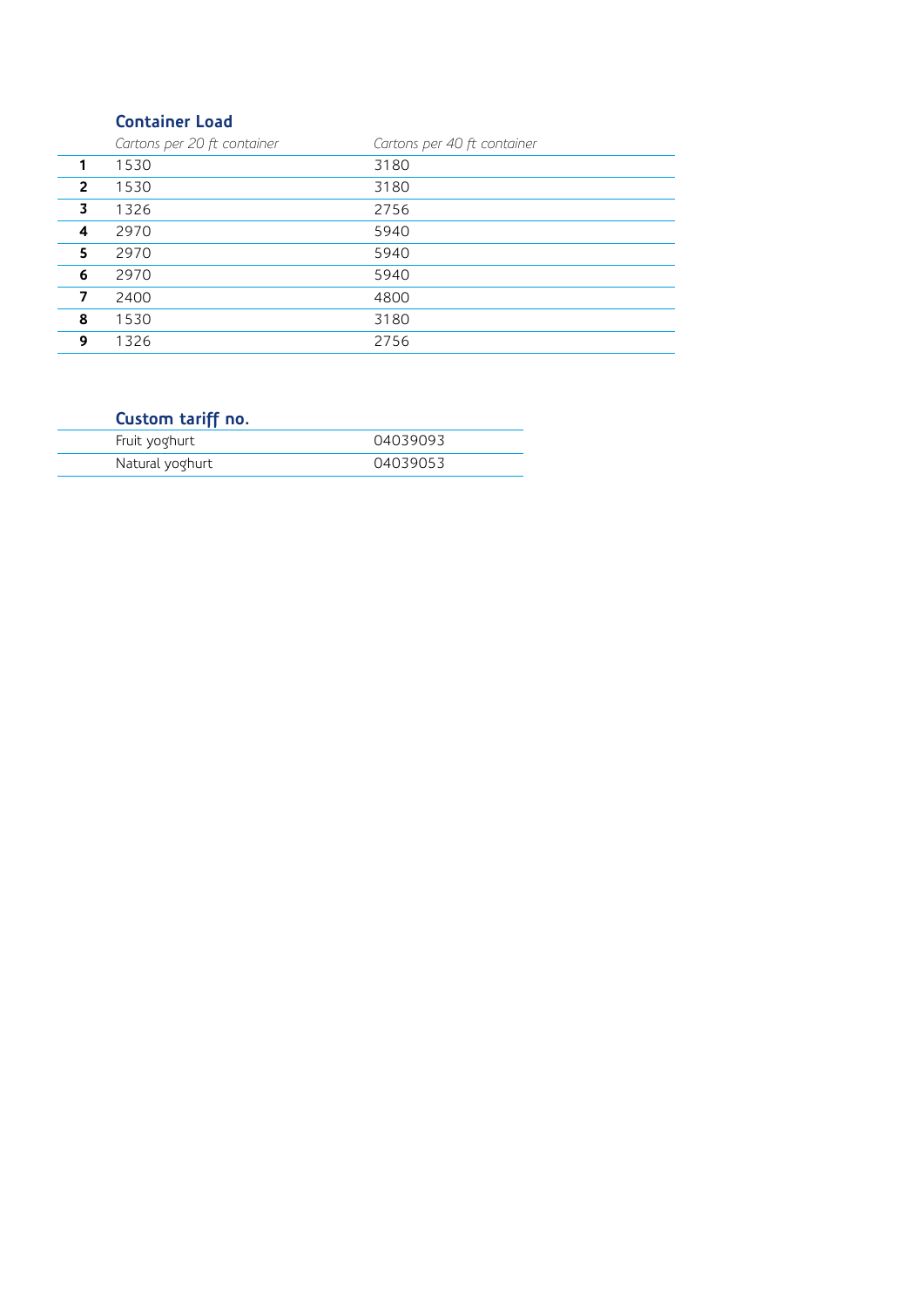## Container Load

| | *Cartons per 20 ft container* | *Cartons per 40 ft container* |
|---|---|---|
| **1** | 1530 | 3180 |
| **2** | 1530 | 3180 |
| **3** | 1326 | 2756 |
| **4** | 2970 | 5940 |
| **5** | 2970 | 5940 |
| **6** | 2970 | 5940 |
| **7** | 2400 | 4800 |
| **8** | 1530 | 3180 |
| **9** | 1326 | 2756 |

## Custom tariff no.

| | |
|---|---|
| Fruit yoghurt | 04039093 |
| Natural yoghurt | 04039053 |